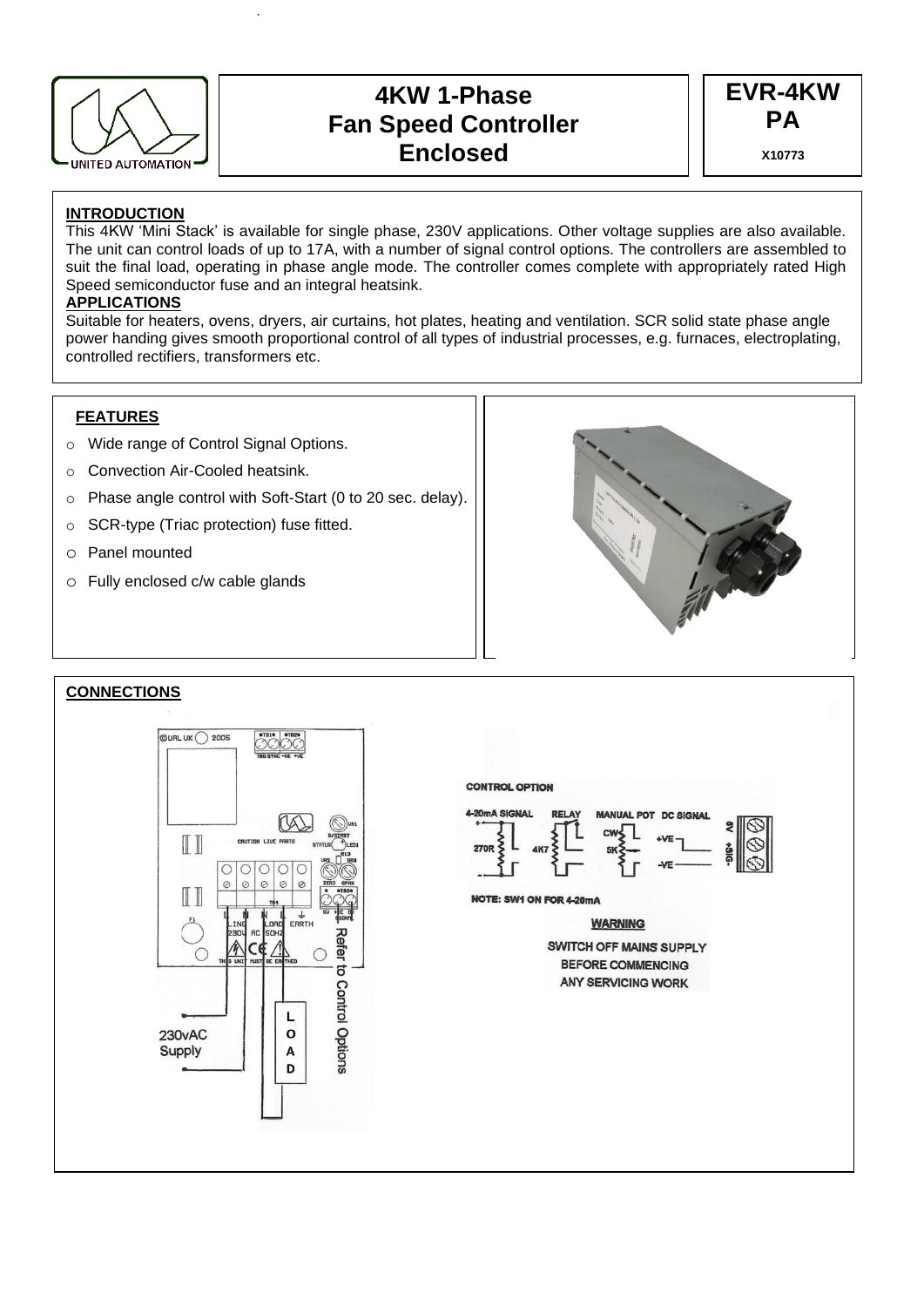UNITED AUTOMATION

# 4KW 1-Phase Fan Speed Controller Enclosed

**EVR-4KW PA**

**X10773**

## INTRODUCTION

This 4KW 'Mini Stack' is available for single phase, 230V applications. Other voltage supplies are also available. The unit can control loads of up to 17A, with a number of signal control options. The controllers are assembled to suit the final load, operating in phase angle mode. The controller comes complete with appropriately rated High Speed semiconductor fuse and an integral heatsink.

## APPLICATIONS

Suitable for heaters, ovens, dryers, air curtains, hot plates, heating and ventilation. SCR solid state phase angle power handing gives smooth proportional control of all types of industrial processes, e.g. furnaces, electroplating, controlled rectifiers, transformers etc.

## FEATURES

- Wide range of Control Signal Options.
- Convection Air-Cooled heatsink.
- Phase angle control with Soft-Start (0 to 20 sec. delay).
- SCR-type (Triac protection) fuse fitted.
- Panel mounted
- Fully enclosed c/w cable glands

## CONNECTIONS

©UAL UK 2005

TB1 TB2 — TRG SYNC -VE +VE

CAUTION LIVE PARTS

S/START, STATUS, LED1, VR1, R13, VR8, VR9, ZERO, SPAN

TB1: L LINE, N 230V AC, N 50HZ, L LOAD, EARTH

TB3: 0V, +VE SIGNAL, 0V

F1

THIS UNIT MUST BE EARTHED

230vAC Supply

LOAD

Refer to Control Options

**CONTROL OPTION**

4-20mA SIGNAL (270R) — RELAY (4K7) — MANUAL POT (CW, 5K) — DC SIGNAL (+VE, -VE)

0V, +SIG, -

NOTE: SW1 ON FOR 4-20mA

**WARNING**

SWITCH OFF MAINS SUPPLY BEFORE COMMENCING ANY SERVICING WORK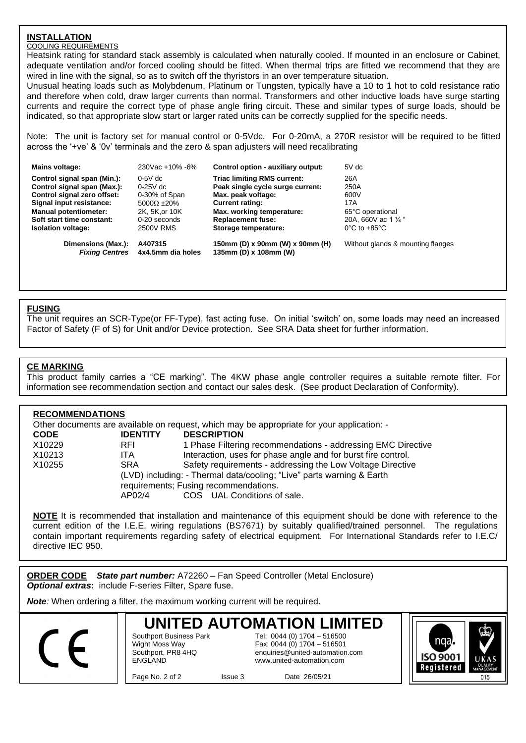## INSTALLATION

COOLING REQUIREMENTS

Heatsink rating for standard stack assembly is calculated when naturally cooled. If mounted in an enclosure or Cabinet, adequate ventilation and/or forced cooling should be fitted. When thermal trips are fitted we recommend that they are wired in line with the signal, so as to switch off the thyristors in an over temperature situation.

Unusual heating loads such as Molybdenum, Platinum or Tungsten, typically have a 10 to 1 hot to cold resistance ratio and therefore when cold, draw larger currents than normal. Transformers and other inductive loads have surge starting currents and require the correct type of phase angle firing circuit. These and similar types of surge loads, should be indicated, so that appropriate slow start or larger rated units can be correctly supplied for the specific needs.

Note: The unit is factory set for manual control or 0-5Vdc. For 0-20mA, a 270R resistor will be required to be fitted across the '+ve' & '0v' terminals and the zero & span adjusters will need recalibrating

| | | | |
|---|---|---|---|
| **Mains voltage:** | 230Vac +10% -6% | **Control option - auxiliary output:** | 5V dc |
| **Control signal span (Min.):** | 0-5V dc | **Triac limiting RMS current:** | 26A |
| **Control signal span (Max.):** | 0-25V dc | **Peak single cycle surge current:** | 250A |
| **Control signal zero offset:** | 0-30% of Span | **Max. peak voltage:** | 600V |
| **Signal input resistance:** | 5000Ω ±20% | **Current rating:** | 17A |
| **Manual potentiometer:** | 2K, 5K,or 10K | **Max. working temperature:** | 65°C operational |
| **Soft start time constant:** | 0-20 seconds | **Replacement fuse:** | 20A, 660V ac 1 ¼ " |
| **Isolation voltage:** | 2500V RMS | **Storage temperature:** | 0°C to +85°C |
| **Dimensions (Max.):** | **A407315** | **150mm (D) x 90mm (W) x 90mm (H)** | Without glands & mounting flanges |
| ***Fixing Centres*** | **4x4.5mm dia holes** | **135mm (D) x 108mm (W)** | |

## FUSING

The unit requires an SCR-Type(or FF-Type), fast acting fuse. On initial 'switch' on, some loads may need an increased Factor of Safety (F of S) for Unit and/or Device protection. See SRA Data sheet for further information.

## CE MARKING

This product family carries a "CE marking". The 4KW phase angle controller requires a suitable remote filter. For information see recommendation section and contact our sales desk. (See product Declaration of Conformity).

## RECOMMENDATIONS

Other documents are available on request, which may be appropriate for your application: -

| **CODE** | **IDENTITY** | **DESCRIPTION** |
|---|---|---|
| X10229 | RFI | 1 Phase Filtering recommendations - addressing EMC Directive |
| X10213 | ITA | Interaction, uses for phase angle and for burst fire control. |
| X10255 | SRA | Safety requirements - addressing the Low Voltage Directive (LVD) including: - Thermal data/cooling; "Live" parts warning & Earth requirements; Fusing recommendations. |
| | AP02/4 | COS UAL Conditions of sale. |

**NOTE** It is recommended that installation and maintenance of this equipment should be done with reference to the current edition of the I.E.E. wiring regulations (BS7671) by suitably qualified/trained personnel. The regulations contain important requirements regarding safety of electrical equipment. For International Standards refer to I.E.C/ directive IEC 950.

**ORDER CODE** ***State part number:*** A72260 – Fan Speed Controller (Metal Enclosure)

***Optional extras*:** include F-series Filter, Spare fuse.

***Note:*** When ordering a filter, the maximum working current will be required.

CE

# UNITED AUTOMATION LIMITED

Southport Business Park
Wight Moss Way
Southport, PR8 4HQ
ENGLAND

Tel: 0044 (0) 1704 – 516500
Fax: 0044 (0) 1704 – 516501
enquiries@united-automation.com
www.united-automation.com

Issue 3 Date 26/05/21

nqa. ISO 9001 Registered — UKAS QUALITY MANAGEMENT 015